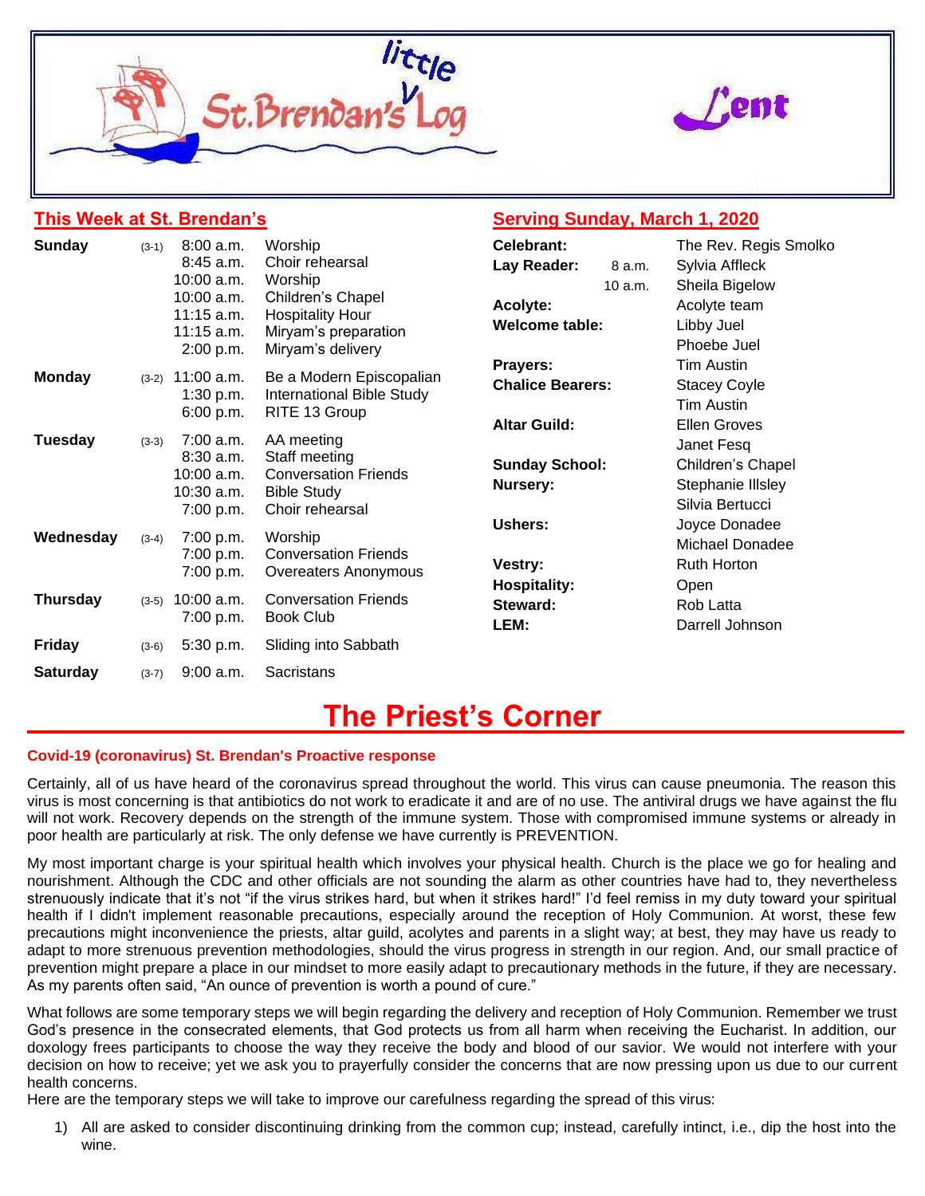# little St. Brendan's Log

**Lent**

## This Week at St. Brendan's

| Day | Date | Time | Event |
|---|---|---|---|
| **Sunday** | (3-1) | 8:00 a.m. | Worship |
| | | 8:45 a.m. | Choir rehearsal |
| | | 10:00 a.m. | Worship |
| | | 10:00 a.m. | Children's Chapel |
| | | 11:15 a.m. | Hospitality Hour |
| | | 11:15 a.m. | Miryam's preparation |
| | | 2:00 p.m. | Miryam's delivery |
| **Monday** | (3-2) | 11:00 a.m. | Be a Modern Episcopalian |
| | | 1:30 p.m. | International Bible Study |
| | | 6:00 p.m. | RITE 13 Group |
| **Tuesday** | (3-3) | 7:00 a.m. | AA meeting |
| | | 8:30 a.m. | Staff meeting |
| | | 10:00 a.m. | Conversation Friends |
| | | 10:30 a.m. | Bible Study |
| | | 7:00 p.m. | Choir rehearsal |
| **Wednesday** | (3-4) | 7:00 p.m. | Worship |
| | | 7:00 p.m. | Conversation Friends |
| | | 7:00 p.m. | Overeaters Anonymous |
| **Thursday** | (3-5) | 10:00 a.m. | Conversation Friends |
| | | 7:00 p.m. | Book Club |
| **Friday** | (3-6) | 5:30 p.m. | Sliding into Sabbath |
| **Saturday** | (3-7) | 9:00 a.m. | Sacristans |

## Serving Sunday, March 1, 2020

| Role | | Name |
|---|---|---|
| **Celebrant:** | | The Rev. Regis Smolko |
| **Lay Reader:** | 8 a.m. | Sylvia Affleck |
| | 10 a.m. | Sheila Bigelow |
| **Acolyte:** | | Acolyte team |
| **Welcome table:** | | Libby Juel |
| | | Phoebe Juel |
| **Prayers:** | | Tim Austin |
| **Chalice Bearers:** | | Stacey Coyle |
| | | Tim Austin |
| **Altar Guild:** | | Ellen Groves |
| | | Janet Fesq |
| **Sunday School:** | | Children's Chapel |
| **Nursery:** | | Stephanie Illsley |
| | | Silvia Bertucci |
| **Ushers:** | | Joyce Donadee |
| | | Michael Donadee |
| **Vestry:** | | Ruth Horton |
| **Hospitality:** | | Open |
| **Steward:** | | Rob Latta |
| **LEM:** | | Darrell Johnson |

# The Priest's Corner

### Covid-19 (coronavirus) St. Brendan's Proactive response

Certainly, all of us have heard of the coronavirus spread throughout the world. This virus can cause pneumonia. The reason this virus is most concerning is that antibiotics do not work to eradicate it and are of no use. The antiviral drugs we have against the flu will not work. Recovery depends on the strength of the immune system. Those with compromised immune systems or already in poor health are particularly at risk. The only defense we have currently is PREVENTION.

My most important charge is your spiritual health which involves your physical health. Church is the place we go for healing and nourishment. Although the CDC and other officials are not sounding the alarm as other countries have had to, they nevertheless strenuously indicate that it's not "if the virus strikes hard, but when it strikes hard!" I'd feel remiss in my duty toward your spiritual health if I didn't implement reasonable precautions, especially around the reception of Holy Communion. At worst, these few precautions might inconvenience the priests, altar guild, acolytes and parents in a slight way; at best, they may have us ready to adapt to more strenuous prevention methodologies, should the virus progress in strength in our region. And, our small practice of prevention might prepare a place in our mindset to more easily adapt to precautionary methods in the future, if they are necessary. As my parents often said, "An ounce of prevention is worth a pound of cure."

What follows are some temporary steps we will begin regarding the delivery and reception of Holy Communion. Remember we trust God's presence in the consecrated elements, that God protects us from all harm when receiving the Eucharist. In addition, our doxology frees participants to choose the way they receive the body and blood of our savior. We would not interfere with your decision on how to receive; yet we ask you to prayerfully consider the concerns that are now pressing upon us due to our current health concerns.
Here are the temporary steps we will take to improve our carefulness regarding the spread of this virus:

1) All are asked to consider discontinuing drinking from the common cup; instead, carefully intinct, i.e., dip the host into the wine.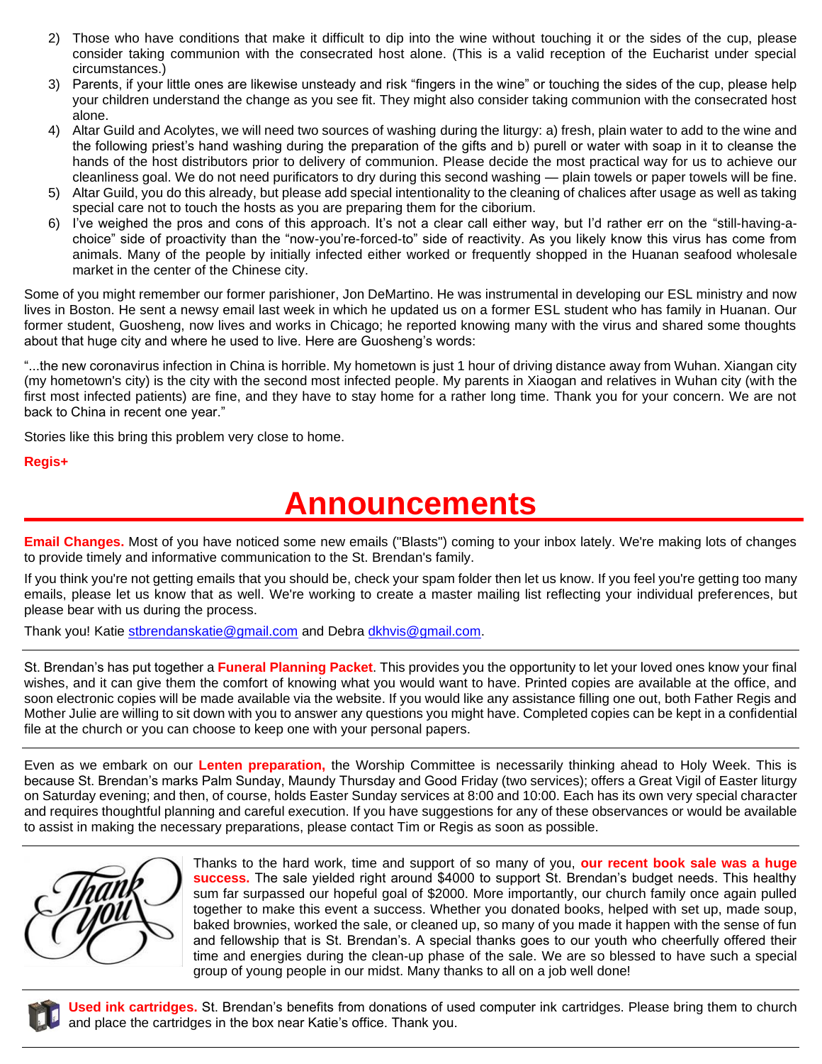2) Those who have conditions that make it difficult to dip into the wine without touching it or the sides of the cup, please consider taking communion with the consecrated host alone. (This is a valid reception of the Eucharist under special circumstances.)
3) Parents, if your little ones are likewise unsteady and risk "fingers in the wine" or touching the sides of the cup, please help your children understand the change as you see fit. They might also consider taking communion with the consecrated host alone.
4) Altar Guild and Acolytes, we will need two sources of washing during the liturgy: a) fresh, plain water to add to the wine and the following priest's hand washing during the preparation of the gifts and b) purell or water with soap in it to cleanse the hands of the host distributors prior to delivery of communion. Please decide the most practical way for us to achieve our cleanliness goal. We do not need purificators to dry during this second washing — plain towels or paper towels will be fine.
5) Altar Guild, you do this already, but please add special intentionality to the cleaning of chalices after usage as well as taking special care not to touch the hosts as you are preparing them for the ciborium.
6) I've weighed the pros and cons of this approach. It's not a clear call either way, but I'd rather err on the "still-having-a-choice" side of proactivity than the "now-you're-forced-to" side of reactivity. As you likely know this virus has come from animals. Many of the people by initially infected either worked or frequently shopped in the Huanan seafood wholesale market in the center of the Chinese city.

Some of you might remember our former parishioner, Jon DeMartino. He was instrumental in developing our ESL ministry and now lives in Boston. He sent a newsy email last week in which he updated us on a former ESL student who has family in Huanan. Our former student, Guosheng, now lives and works in Chicago; he reported knowing many with the virus and shared some thoughts about that huge city and where he used to live. Here are Guosheng's words:

"...the new coronavirus infection in China is horrible. My hometown is just 1 hour of driving distance away from Wuhan. Xiangan city (my hometown's city) is the city with the second most infected people. My parents in Xiaogan and relatives in Wuhan city (with the first most infected patients) are fine, and they have to stay home for a rather long time. Thank you for your concern. We are not back to China in recent one year."

Stories like this bring this problem very close to home.

**Regis+**

# Announcements

**Email Changes.** Most of you have noticed some new emails ("Blasts") coming to your inbox lately. We're making lots of changes to provide timely and informative communication to the St. Brendan's family.

If you think you're not getting emails that you should be, check your spam folder then let us know. If you feel you're getting too many emails, please let us know that as well. We're working to create a master mailing list reflecting your individual preferences, but please bear with us during the process.

Thank you! Katie stbrendanskatie@gmail.com and Debra dkhvis@gmail.com.

---

St. Brendan's has put together a **Funeral Planning Packet**. This provides you the opportunity to let your loved ones know your final wishes, and it can give them the comfort of knowing what you would want to have. Printed copies are available at the office, and soon electronic copies will be made available via the website. If you would like any assistance filling one out, both Father Regis and Mother Julie are willing to sit down with you to answer any questions you might have. Completed copies can be kept in a confidential file at the church or you can choose to keep one with your personal papers.

---

Even as we embark on our **Lenten preparation,** the Worship Committee is necessarily thinking ahead to Holy Week. This is because St. Brendan's marks Palm Sunday, Maundy Thursday and Good Friday (two services); offers a Great Vigil of Easter liturgy on Saturday evening; and then, of course, holds Easter Sunday services at 8:00 and 10:00. Each has its own very special character and requires thoughtful planning and careful execution. If you have suggestions for any of these observances or would be available to assist in making the necessary preparations, please contact Tim or Regis as soon as possible.

---

Thanks to the hard work, time and support of so many of you, **our recent book sale was a huge success.** The sale yielded right around $4000 to support St. Brendan's budget needs. This healthy sum far surpassed our hopeful goal of $2000. More importantly, our church family once again pulled together to make this event a success. Whether you donated books, helped with set up, made soup, baked brownies, worked the sale, or cleaned up, so many of you made it happen with the sense of fun and fellowship that is St. Brendan's. A special thanks goes to our youth who cheerfully offered their time and energies during the clean-up phase of the sale. We are so blessed to have such a special group of young people in our midst. Many thanks to all on a job well done!

---

**Used ink cartridges.** St. Brendan's benefits from donations of used computer ink cartridges. Please bring them to church and place the cartridges in the box near Katie's office. Thank you.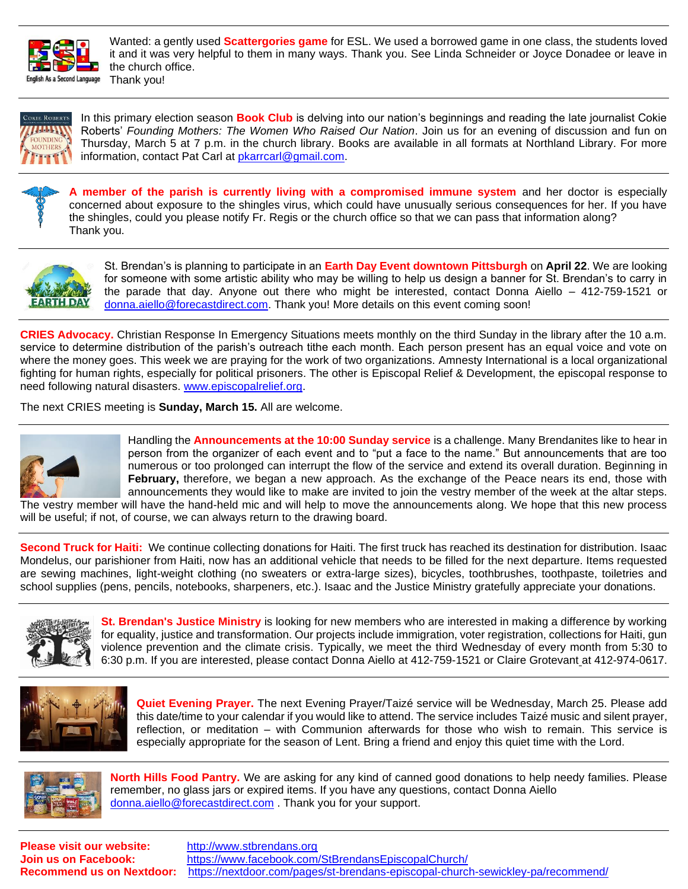Wanted: a gently used **Scattergories game** for ESL. We used a borrowed game in one class, the students loved it and it was very helpful to them in many ways. Thank you. See Linda Schneider or Joyce Donadee or leave in the church office.
Thank you!

---

In this primary election season **Book Club** is delving into our nation's beginnings and reading the late journalist Cokie Roberts' *Founding Mothers: The Women Who Raised Our Nation*. Join us for an evening of discussion and fun on Thursday, March 5 at 7 p.m. in the church library. Books are available in all formats at Northland Library. For more information, contact Pat Carl at pkarrcarl@gmail.com.

---

**A member of the parish is currently living with a compromised immune system** and her doctor is especially concerned about exposure to the shingles virus, which could have unusually serious consequences for her. If you have the shingles, could you please notify Fr. Regis or the church office so that we can pass that information along?
Thank you.

---

St. Brendan's is planning to participate in an **Earth Day Event downtown Pittsburgh** on **April 22**. We are looking for someone with some artistic ability who may be willing to help us design a banner for St. Brendan's to carry in the parade that day. Anyone out there who might be interested, contact Donna Aiello – 412-759-1521 or donna.aiello@forecastdirect.com. Thank you! More details on this event coming soon!

---

**CRIES Advocacy.** Christian Response In Emergency Situations meets monthly on the third Sunday in the library after the 10 a.m. service to determine distribution of the parish's outreach tithe each month. Each person present has an equal voice and vote on where the money goes. This week we are praying for the work of two organizations. Amnesty International is a local organizational fighting for human rights, especially for political prisoners. The other is Episcopal Relief & Development, the episcopal response to need following natural disasters. www.episcopalrelief.org.

The next CRIES meeting is **Sunday, March 15.** All are welcome.

---

Handling the **Announcements at the 10:00 Sunday service** is a challenge. Many Brendanites like to hear in person from the organizer of each event and to "put a face to the name." But announcements that are too numerous or too prolonged can interrupt the flow of the service and extend its overall duration. Beginning in **February,** therefore, we began a new approach. As the exchange of the Peace nears its end, those with announcements they would like to make are invited to join the vestry member of the week at the altar steps. The vestry member will have the hand-held mic and will help to move the announcements along. We hope that this new process will be useful; if not, of course, we can always return to the drawing board.

---

**Second Truck for Haiti:** We continue collecting donations for Haiti. The first truck has reached its destination for distribution. Isaac Mondelus, our parishioner from Haiti, now has an additional vehicle that needs to be filled for the next departure. Items requested are sewing machines, light-weight clothing (no sweaters or extra-large sizes), bicycles, toothbrushes, toothpaste, toiletries and school supplies (pens, pencils, notebooks, sharpeners, etc.). Isaac and the Justice Ministry gratefully appreciate your donations.

---

**St. Brendan's Justice Ministry** is looking for new members who are interested in making a difference by working for equality, justice and transformation. Our projects include immigration, voter registration, collections for Haiti, gun violence prevention and the climate crisis. Typically, we meet the third Wednesday of every month from 5:30 to 6:30 p.m. If you are interested, please contact Donna Aiello at 412-759-1521 or Claire Grotevant at 412-974-0617.

---

**Quiet Evening Prayer.** The next Evening Prayer/Taizé service will be Wednesday, March 25. Please add this date/time to your calendar if you would like to attend. The service includes Taizé music and silent prayer, reflection, or meditation – with Communion afterwards for those who wish to remain. This service is especially appropriate for the season of Lent. Bring a friend and enjoy this quiet time with the Lord.

---

**North Hills Food Pantry.** We are asking for any kind of canned good donations to help needy families. Please remember, no glass jars or expired items. If you have any questions, contact Donna Aiello donna.aiello@forecastdirect.com . Thank you for your support.

---

**Please visit our website:** http://www.stbrendans.org
**Join us on Facebook:** https://www.facebook.com/StBrendansEpiscopalChurch/
**Recommend us on Nextdoor:** https://nextdoor.com/pages/st-brendans-episcopal-church-sewickley-pa/recommend/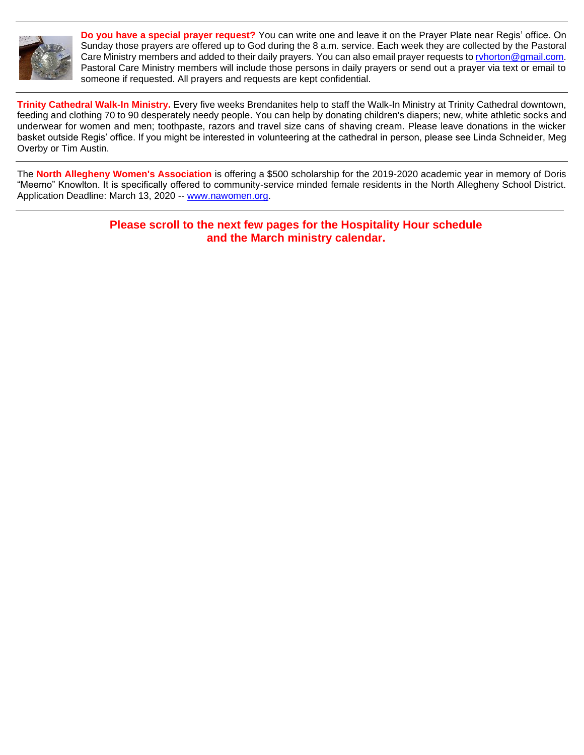**Do you have a special prayer request?** You can write one and leave it on the Prayer Plate near Regis' office. On Sunday those prayers are offered up to God during the 8 a.m. service. Each week they are collected by the Pastoral Care Ministry members and added to their daily prayers. You can also email prayer requests to rvhorton@gmail.com. Pastoral Care Ministry members will include those persons in daily prayers or send out a prayer via text or email to someone if requested. All prayers and requests are kept confidential.

---

**Trinity Cathedral Walk-In Ministry.** Every five weeks Brendanites help to staff the Walk-In Ministry at Trinity Cathedral downtown, feeding and clothing 70 to 90 desperately needy people. You can help by donating children's diapers; new, white athletic socks and underwear for women and men; toothpaste, razors and travel size cans of shaving cream. Please leave donations in the wicker basket outside Regis' office. If you might be interested in volunteering at the cathedral in person, please see Linda Schneider, Meg Overby or Tim Austin.

---

The **North Allegheny Women's Association** is offering a $500 scholarship for the 2019-2020 academic year in memory of Doris "Meemo" Knowlton. It is specifically offered to community-service minded female residents in the North Allegheny School District. Application Deadline: March 13, 2020 -- www.nawomen.org.

---

**Please scroll to the next few pages for the Hospitality Hour schedule and the March ministry calendar.**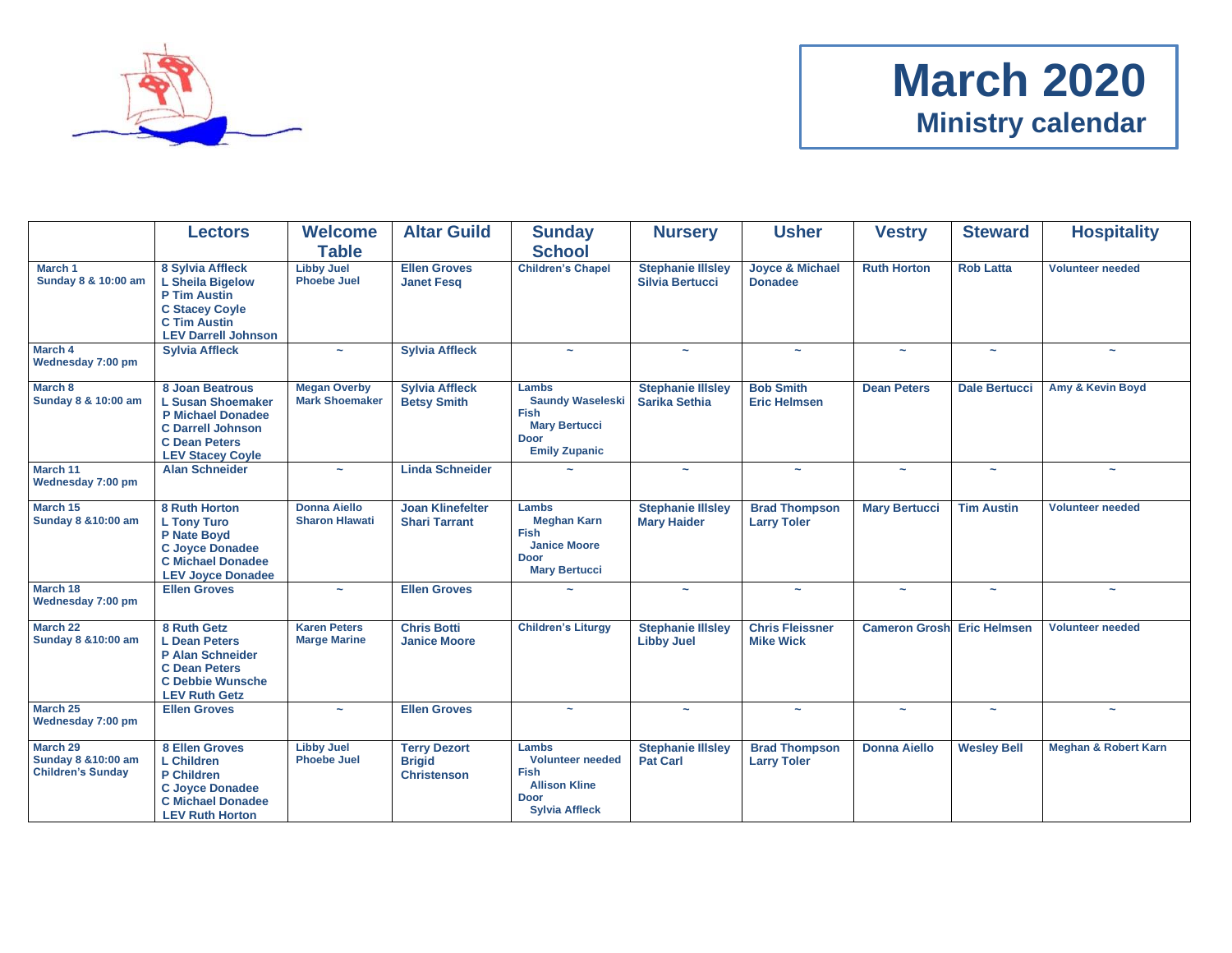# March 2020

## Ministry calendar

| | Lectors | Welcome Table | Altar Guild | Sunday School | Nursery | Usher | Vestry | Steward | Hospitality |
|---|---|---|---|---|---|---|---|---|---|
| March 1<br>Sunday 8 & 10:00 am | 8 Sylvia Affleck<br>L Sheila Bigelow<br>P Tim Austin<br>C Stacey Coyle<br>C Tim Austin<br>LEV Darrell Johnson | Libby Juel<br>Phoebe Juel | Ellen Groves<br>Janet Fesq | Children's Chapel | Stephanie Illsley<br>Silvia Bertucci | Joyce & Michael Donadee | Ruth Horton | Rob Latta | Volunteer needed |
| March 4<br>Wednesday 7:00 pm | Sylvia Affleck | ~ | Sylvia Affleck | ~ | ~ | ~ | ~ | ~ | ~ |
| March 8<br>Sunday 8 & 10:00 am | 8 Joan Beatrous<br>L Susan Shoemaker<br>P Michael Donadee<br>C Darrell Johnson<br>C Dean Peters<br>LEV Stacey Coyle | Megan Overby<br>Mark Shoemaker | Sylvia Affleck<br>Betsy Smith | Lambs<br>Saundy Waseleski<br>Fish<br>Mary Bertucci<br>Door<br>Emily Zupanic | Stephanie Illsley<br>Sarika Sethia | Bob Smith<br>Eric Helmsen | Dean Peters | Dale Bertucci | Amy & Kevin Boyd |
| March 11<br>Wednesday 7:00 pm | Alan Schneider | ~ | Linda Schneider | ~ | ~ | ~ | ~ | ~ | ~ |
| March 15<br>Sunday 8 &10:00 am | 8 Ruth Horton<br>L Tony Turo<br>P Nate Boyd<br>C Joyce Donadee<br>C Michael Donadee<br>LEV Joyce Donadee | Donna Aiello<br>Sharon Hlawati | Joan Klinefelter<br>Shari Tarrant | Lambs<br>Meghan Karn<br>Fish<br>Janice Moore<br>Door<br>Mary Bertucci | Stephanie Illsley<br>Mary Haider | Brad Thompson<br>Larry Toler | Mary Bertucci | Tim Austin | Volunteer needed |
| March 18<br>Wednesday 7:00 pm | Ellen Groves | ~ | Ellen Groves | ~ | ~ | ~ | ~ | ~ | ~ |
| March 22<br>Sunday 8 &10:00 am | 8 Ruth Getz<br>L Dean Peters<br>P Alan Schneider<br>C Dean Peters<br>C Debbie Wunsche<br>LEV Ruth Getz | Karen Peters<br>Marge Marine | Chris Botti<br>Janice Moore | Children's Liturgy | Stephanie Illsley<br>Libby Juel | Chris Fleissner<br>Mike Wick | Cameron Grosh | Eric Helmsen | Volunteer needed |
| March 25<br>Wednesday 7:00 pm | Ellen Groves | ~ | Ellen Groves | ~ | ~ | ~ | ~ | ~ | ~ |
| March 29<br>Sunday 8 &10:00 am<br>Children's Sunday | 8 Ellen Groves<br>L Children<br>P Children<br>C Joyce Donadee<br>C Michael Donadee<br>LEV Ruth Horton | Libby Juel<br>Phoebe Juel | Terry Dezort<br>Brigid Christenson | Lambs<br>Volunteer needed<br>Fish<br>Allison Kline<br>Door<br>Sylvia Affleck | Stephanie Illsley<br>Pat Carl | Brad Thompson<br>Larry Toler | Donna Aiello | Wesley Bell | Meghan & Robert Karn |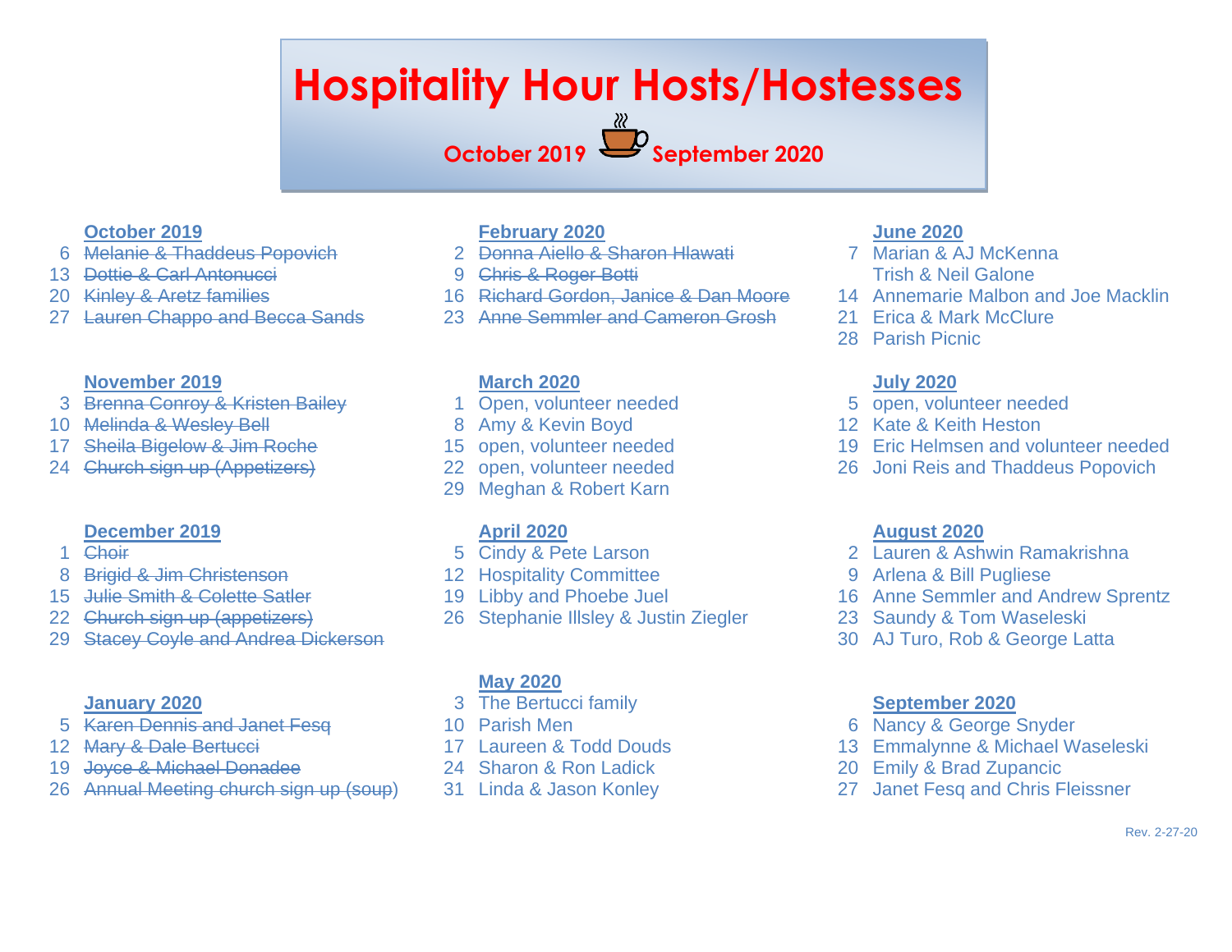# Hospitality Hour Hosts/Hostesses

**October 2019 — September 2020**

**October 2019**

- 6 ~~Melanie & Thaddeus Popovich~~
- 13 ~~Dottie & Carl Antonucci~~
- 20 ~~Kinley & Aretz families~~
- 27 ~~Lauren Chappo and Becca Sands~~

**November 2019**

- 3 ~~Brenna Conroy & Kristen Bailey~~
- 10 ~~Melinda & Wesley Bell~~
- 17 ~~Sheila Bigelow & Jim Roche~~
- 24 ~~Church sign up (Appetizers)~~

**December 2019**

- 1 ~~Choir~~
- 8 ~~Brigid & Jim Christenson~~
- 15 ~~Julie Smith & Colette Satler~~
- 22 ~~Church sign up (appetizers)~~
- 29 ~~Stacey Coyle and Andrea Dickerson~~

**January 2020**

- 5 ~~Karen Dennis and Janet Fesq~~
- 12 ~~Mary & Dale Bertucci~~
- 19 ~~Joyce & Michael Donadee~~
- 26 ~~Annual Meeting church sign up (soup)~~

**February 2020**

- 2 ~~Donna Aiello & Sharon Hlawati~~
- 9 ~~Chris & Roger Botti~~
- 16 ~~Richard Gordon, Janice & Dan Moore~~
- 23 ~~Anne Semmler and Cameron Grosh~~

**March 2020**

- 1 Open, volunteer needed
- 8 Amy & Kevin Boyd
- 15 open, volunteer needed
- 22 open, volunteer needed
- 29 Meghan & Robert Karn

**April 2020**

- 5 Cindy & Pete Larson
- 12 Hospitality Committee
- 19 Libby and Phoebe Juel
- 26 Stephanie Illsley & Justin Ziegler

**May 2020**

- 3 The Bertucci family
- 10 Parish Men
- 17 Laureen & Todd Douds
- 24 Sharon & Ron Ladick
- 31 Linda & Jason Konley

**June 2020**

- 7 Marian & AJ McKenna
  Trish & Neil Galone
- 14 Annemarie Malbon and Joe Macklin
- 21 Erica & Mark McClure
- 28 Parish Picnic

**July 2020**

- 5 open, volunteer needed
- 12 Kate & Keith Heston
- 19 Eric Helmsen and volunteer needed
- 26 Joni Reis and Thaddeus Popovich

**August 2020**

- 2 Lauren & Ashwin Ramakrishna
- 9 Arlena & Bill Pugliese
- 16 Anne Semmler and Andrew Sprentz
- 23 Saundy & Tom Waseleski
- 30 AJ Turo, Rob & George Latta

**September 2020**

- 6 Nancy & George Snyder
- 13 Emmalynne & Michael Waseleski
- 20 Emily & Brad Zupancic
- 27 Janet Fesq and Chris Fleissner

Rev. 2-27-20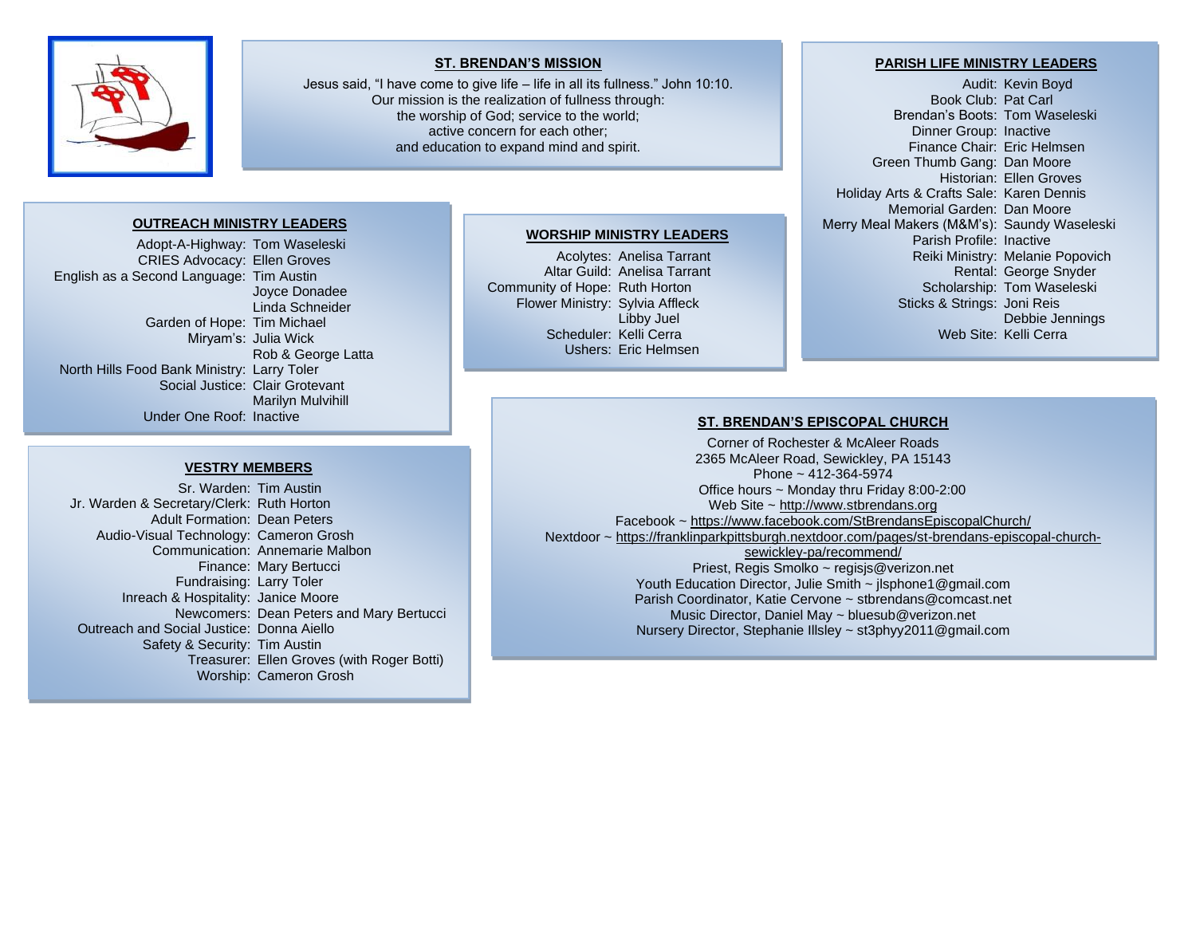## ST. BRENDAN'S MISSION

Jesus said, "I have come to give life – life in all its fullness." John 10:10.
Our mission is the realization of fullness through:
the worship of God; service to the world;
active concern for each other;
and education to expand mind and spirit.

## OUTREACH MINISTRY LEADERS

| | |
|---|---|
| Adopt-A-Highway: | Tom Waseleski |
| CRIES Advocacy: | Ellen Groves |
| English as a Second Language: | Tim Austin |
| | Joyce Donadee |
| | Linda Schneider |
| Garden of Hope: | Tim Michael |
| Miryam's: | Julia Wick |
| | Rob & George Latta |
| North Hills Food Bank Ministry: | Larry Toler |
| Social Justice: | Clair Grotevant |
| | Marilyn Mulvihill |
| Under One Roof: | Inactive |

## VESTRY MEMBERS

| | |
|---|---|
| Sr. Warden: | Tim Austin |
| Jr. Warden & Secretary/Clerk: | Ruth Horton |
| Adult Formation: | Dean Peters |
| Audio-Visual Technology: | Cameron Grosh |
| Communication: | Annemarie Malbon |
| Finance: | Mary Bertucci |
| Fundraising: | Larry Toler |
| Inreach & Hospitality: | Janice Moore |
| Newcomers: | Dean Peters and Mary Bertucci |
| Outreach and Social Justice: | Donna Aiello |
| Safety & Security: | Tim Austin |
| Treasurer: | Ellen Groves (with Roger Botti) |
| Worship: | Cameron Grosh |

## WORSHIP MINISTRY LEADERS

| | |
|---|---|
| Acolytes: | Anelisa Tarrant |
| Altar Guild: | Anelisa Tarrant |
| Community of Hope: | Ruth Horton |
| Flower Ministry: | Sylvia Affleck |
| | Libby Juel |
| Scheduler: | Kelli Cerra |
| Ushers: | Eric Helmsen |

## PARISH LIFE MINISTRY LEADERS

| | |
|---|---|
| Audit: | Kevin Boyd |
| Book Club: | Pat Carl |
| Brendan's Boots: | Tom Waseleski |
| Dinner Group: | Inactive |
| Finance Chair: | Eric Helmsen |
| Green Thumb Gang: | Dan Moore |
| Historian: | Ellen Groves |
| Holiday Arts & Crafts Sale: | Karen Dennis |
| Memorial Garden: | Dan Moore |
| Merry Meal Makers (M&M's): | Saundy Waseleski |
| Parish Profile: | Inactive |
| Reiki Ministry: | Melanie Popovich |
| Rental: | George Snyder |
| Scholarship: | Tom Waseleski |
| Sticks & Strings: | Joni Reis |
| | Debbie Jennings |
| Web Site: | Kelli Cerra |

## ST. BRENDAN'S EPISCOPAL CHURCH

Corner of Rochester & McAleer Roads
2365 McAleer Road, Sewickley, PA 15143
Phone ~ 412-364-5974
Office hours ~ Monday thru Friday 8:00-2:00
Web Site ~ http://www.stbrendans.org
Facebook ~ https://www.facebook.com/StBrendansEpiscopalChurch/
Nextdoor ~ https://franklinparkpittsburgh.nextdoor.com/pages/st-brendans-episcopal-church-sewickley-pa/recommend/
Priest, Regis Smolko ~ regisjs@verizon.net
Youth Education Director, Julie Smith ~ jlsphone1@gmail.com
Parish Coordinator, Katie Cervone ~ stbrendans@comcast.net
Music Director, Daniel May ~ bluesub@verizon.net
Nursery Director, Stephanie Illsley ~ st3phyy2011@gmail.com